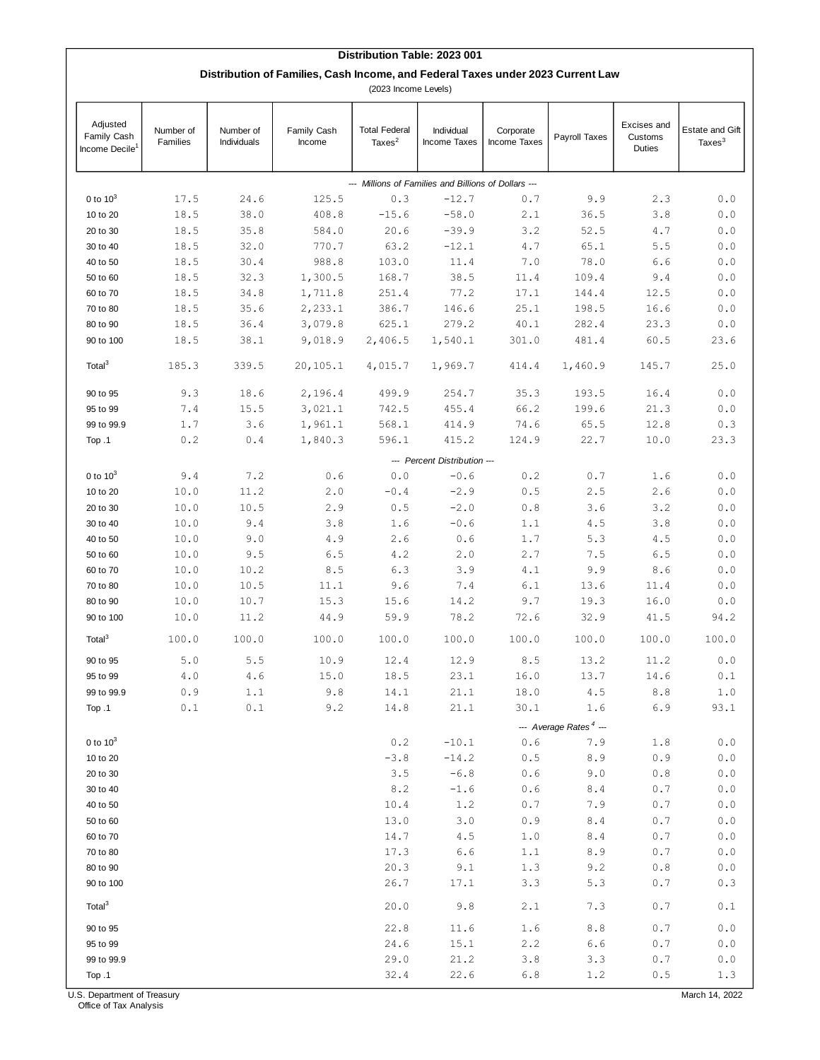# Distribution Table: 2023 001

## Distribution of Families, Cash Income, and Federal Taxes under 2023 Current Law

(2023 Income Levels)

| Adjusted Family Cash Income Decile[1] | Number of Families | Number of Individuals | Family Cash Income | Total Federal Taxes[2] | Individual Income Taxes | Corporate Income Taxes | Payroll Taxes | Excises and Customs Duties | Estate and Gift Taxes[3] |
|---|---|---|---|---|---|---|---|---|---|
| | | | | *--- Millions of Families and Billions of Dollars ---* | | | | | |
| 0 to 10[3] | 17.5 | 24.6 | 125.5 | 0.3 | -12.7 | 0.7 | 9.9 | 2.3 | 0.0 |
| 10 to 20 | 18.5 | 38.0 | 408.8 | -15.6 | -58.0 | 2.1 | 36.5 | 3.8 | 0.0 |
| 20 to 30 | 18.5 | 35.8 | 584.0 | 20.6 | -39.9 | 3.2 | 52.5 | 4.7 | 0.0 |
| 30 to 40 | 18.5 | 32.0 | 770.7 | 63.2 | -12.1 | 4.7 | 65.1 | 5.5 | 0.0 |
| 40 to 50 | 18.5 | 30.4 | 988.8 | 103.0 | 11.4 | 7.0 | 78.0 | 6.6 | 0.0 |
| 50 to 60 | 18.5 | 32.3 | 1,300.5 | 168.7 | 38.5 | 11.4 | 109.4 | 9.4 | 0.0 |
| 60 to 70 | 18.5 | 34.8 | 1,711.8 | 251.4 | 77.2 | 17.1 | 144.4 | 12.5 | 0.0 |
| 70 to 80 | 18.5 | 35.6 | 2,233.1 | 386.7 | 146.6 | 25.1 | 198.5 | 16.6 | 0.0 |
| 80 to 90 | 18.5 | 36.4 | 3,079.8 | 625.1 | 279.2 | 40.1 | 282.4 | 23.3 | 0.0 |
| 90 to 100 | 18.5 | 38.1 | 9,018.9 | 2,406.5 | 1,540.1 | 301.0 | 481.4 | 60.5 | 23.6 |
| Total[3] | 185.3 | 339.5 | 20,105.1 | 4,015.7 | 1,969.7 | 414.4 | 1,460.9 | 145.7 | 25.0 |
| 90 to 95 | 9.3 | 18.6 | 2,196.4 | 499.9 | 254.7 | 35.3 | 193.5 | 16.4 | 0.0 |
| 95 to 99 | 7.4 | 15.5 | 3,021.1 | 742.5 | 455.4 | 66.2 | 199.6 | 21.3 | 0.0 |
| 99 to 99.9 | 1.7 | 3.6 | 1,961.1 | 568.1 | 414.9 | 74.6 | 65.5 | 12.8 | 0.3 |
| Top .1 | 0.2 | 0.4 | 1,840.3 | 596.1 | 415.2 | 124.9 | 22.7 | 10.0 | 23.3 |
| | | | | *--- Percent Distribution ---* | | | | | |
| 0 to 10[3] | 9.4 | 7.2 | 0.6 | 0.0 | -0.6 | 0.2 | 0.7 | 1.6 | 0.0 |
| 10 to 20 | 10.0 | 11.2 | 2.0 | -0.4 | -2.9 | 0.5 | 2.5 | 2.6 | 0.0 |
| 20 to 30 | 10.0 | 10.5 | 2.9 | 0.5 | -2.0 | 0.8 | 3.6 | 3.2 | 0.0 |
| 30 to 40 | 10.0 | 9.4 | 3.8 | 1.6 | -0.6 | 1.1 | 4.5 | 3.8 | 0.0 |
| 40 to 50 | 10.0 | 9.0 | 4.9 | 2.6 | 0.6 | 1.7 | 5.3 | 4.5 | 0.0 |
| 50 to 60 | 10.0 | 9.5 | 6.5 | 4.2 | 2.0 | 2.7 | 7.5 | 6.5 | 0.0 |
| 60 to 70 | 10.0 | 10.2 | 8.5 | 6.3 | 3.9 | 4.1 | 9.9 | 8.6 | 0.0 |
| 70 to 80 | 10.0 | 10.5 | 11.1 | 9.6 | 7.4 | 6.1 | 13.6 | 11.4 | 0.0 |
| 80 to 90 | 10.0 | 10.7 | 15.3 | 15.6 | 14.2 | 9.7 | 19.3 | 16.0 | 0.0 |
| 90 to 100 | 10.0 | 11.2 | 44.9 | 59.9 | 78.2 | 72.6 | 32.9 | 41.5 | 94.2 |
| Total[3] | 100.0 | 100.0 | 100.0 | 100.0 | 100.0 | 100.0 | 100.0 | 100.0 | 100.0 |
| 90 to 95 | 5.0 | 5.5 | 10.9 | 12.4 | 12.9 | 8.5 | 13.2 | 11.2 | 0.0 |
| 95 to 99 | 4.0 | 4.6 | 15.0 | 18.5 | 23.1 | 16.0 | 13.7 | 14.6 | 0.1 |
| 99 to 99.9 | 0.9 | 1.1 | 9.8 | 14.1 | 21.1 | 18.0 | 4.5 | 8.8 | 1.0 |
| Top .1 | 0.1 | 0.1 | 9.2 | 14.8 | 21.1 | 30.1 | 1.6 | 6.9 | 93.1 |
| | | | | | | | *--- Average Rates[4] ---* | | |
| 0 to 10[3] | | | | 0.2 | -10.1 | 0.6 | 7.9 | 1.8 | 0.0 |
| 10 to 20 | | | | -3.8 | -14.2 | 0.5 | 8.9 | 0.9 | 0.0 |
| 20 to 30 | | | | 3.5 | -6.8 | 0.6 | 9.0 | 0.8 | 0.0 |
| 30 to 40 | | | | 8.2 | -1.6 | 0.6 | 8.4 | 0.7 | 0.0 |
| 40 to 50 | | | | 10.4 | 1.2 | 0.7 | 7.9 | 0.7 | 0.0 |
| 50 to 60 | | | | 13.0 | 3.0 | 0.9 | 8.4 | 0.7 | 0.0 |
| 60 to 70 | | | | 14.7 | 4.5 | 1.0 | 8.4 | 0.7 | 0.0 |
| 70 to 80 | | | | 17.3 | 6.6 | 1.1 | 8.9 | 0.7 | 0.0 |
| 80 to 90 | | | | 20.3 | 9.1 | 1.3 | 9.2 | 0.8 | 0.0 |
| 90 to 100 | | | | 26.7 | 17.1 | 3.3 | 5.3 | 0.7 | 0.3 |
| Total[3] | | | | 20.0 | 9.8 | 2.1 | 7.3 | 0.7 | 0.1 |
| 90 to 95 | | | | 22.8 | 11.6 | 1.6 | 8.8 | 0.7 | 0.0 |
| 95 to 99 | | | | 24.6 | 15.1 | 2.2 | 6.6 | 0.7 | 0.0 |
| 99 to 99.9 | | | | 29.0 | 21.2 | 3.8 | 3.3 | 0.7 | 0.0 |
| Top .1 | | | | 32.4 | 22.6 | 6.8 | 1.2 | 0.5 | 1.3 |

U.S. Department of Treasury
Office of Tax Analysis

March 14, 2022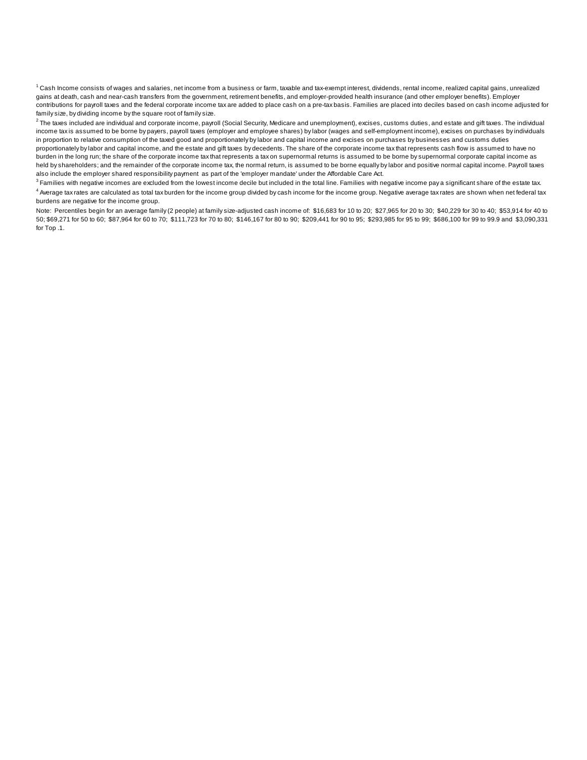[1] Cash Income consists of wages and salaries, net income from a business or farm, taxable and tax-exempt interest, dividends, rental income, realized capital gains, unrealized gains at death, cash and near-cash transfers from the government, retirement benefits, and employer-provided health insurance (and other employer benefits). Employer contributions for payroll taxes and the federal corporate income tax are added to place cash on a pre-tax basis. Families are placed into deciles based on cash income adjusted for family size, by dividing income by the square root of family size.

[2] The taxes included are individual and corporate income, payroll (Social Security, Medicare and unemployment), excises, customs duties, and estate and gift taxes. The individual income tax is assumed to be borne by payers, payroll taxes (employer and employee shares) by labor (wages and self-employment income), excises on purchases by individuals in proportion to relative consumption of the taxed good and proportionately by labor and capital income and excises on purchases by businesses and customs duties proportionately by labor and capital income, and the estate and gift taxes by decedents. The share of the corporate income tax that represents cash flow is assumed to have no burden in the long run; the share of the corporate income tax that represents a tax on supernormal returns is assumed to be borne by supernormal corporate capital income as held by shareholders; and the remainder of the corporate income tax, the normal return, is assumed to be borne equally by labor and positive normal capital income. Payroll taxes also include the employer shared responsibility payment as part of the 'employer mandate' under the Affordable Care Act.

[3] Families with negative incomes are excluded from the lowest income decile but included in the total line. Families with negative income pay a significant share of the estate tax.

[4] Average tax rates are calculated as total tax burden for the income group divided by cash income for the income group. Negative average tax rates are shown when net federal tax burdens are negative for the income group.

Note: Percentiles begin for an average family (2 people) at family size-adjusted cash income of: $16,683 for 10 to 20; $27,965 for 20 to 30; $40,229 for 30 to 40; $53,914 for 40 to 50; $69,271 for 50 to 60; $87,964 for 60 to 70; $111,723 for 70 to 80; $146,167 for 80 to 90; $209,441 for 90 to 95; $293,985 for 95 to 99; $686,100 for 99 to 99.9 and $3,090,331 for Top .1.